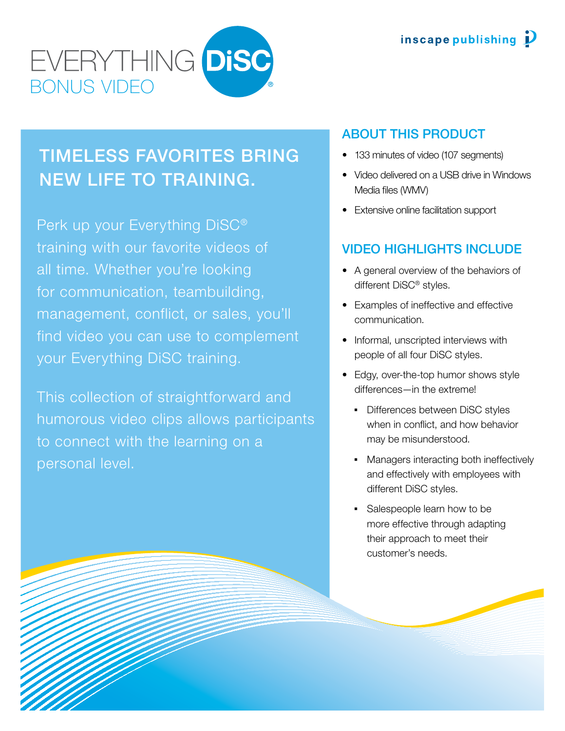inscape publishing

# EVERYTHING DiSC®

## BONUS VIDEO

## TIMELESS FAVORITES BRING NEW LIFE TO TRAINING.

Perk up your Everything DiSC® training with our favorite videos of all time. Whether you're looking for communication, teambuilding, management, conflict, or sales, you'll find video you can use to complement your Everything DiSC training.

This collection of straightforward and humorous video clips allows participants to connect with the learning on a personal level.

## ABOUT THIS PRODUCT

- 133 minutes of video (107 segments)
- Video delivered on a USB drive in Windows Media files (WMV)
- Extensive online facilitation support

## VIDEO HIGHLIGHTS INCLUDE

- A general overview of the behaviors of different DiSC® styles.
- Examples of ineffective and effective communication.
- Informal, unscripted interviews with people of all four DiSC styles.
- Edgy, over-the-top humor shows style differences—in the extreme!
  - Differences between DiSC styles when in conflict, and how behavior may be misunderstood.
  - Managers interacting both ineffectively and effectively with employees with different DiSC styles.
  - Salespeople learn how to be more effective through adapting their approach to meet their customer's needs.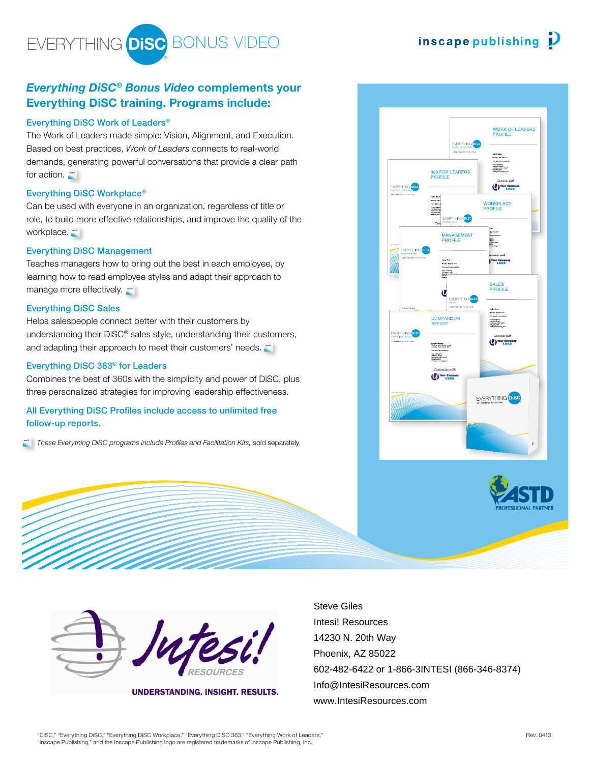# EVERYTHING DiSC BONUS VIDEO

inscape publishing

## *Everything DiSC® Bonus Video* complements your Everything DiSC training. Programs include:

### Everything DiSC Work of Leaders®

The Work of Leaders made simple: Vision, Alignment, and Execution. Based on best practices, *Work of Leaders* connects to real-world demands, generating powerful conversations that provide a clear path for action.

### Everything DiSC Workplace®

Can be used with everyone in an organization, regardless of title or role, to build more effective relationships, and improve the quality of the workplace.

### Everything DiSC Management

Teaches managers how to bring out the best in each employee, by learning how to read employee styles and adapt their approach to manage more effectively.

### Everything DiSC Sales

Helps salespeople connect better with their customers by understanding their DiSC® sales style, understanding their customers, and adapting their approach to meet their customers' needs.

### Everything DiSC 363® for Leaders

Combines the best of 360s with the simplicity and power of DiSC, plus three personalized strategies for improving leadership effectiveness.

**All Everything DiSC Profiles include access to unlimited free follow-up reports.**

*These Everything DiSC programs include Profiles and Facilitation Kits,* sold separately.

ASTD PROFESSIONAL PARTNER

Intesi! RESOURCES
UNDERSTANDING. INSIGHT. RESULTS.

Steve Giles
Intesi! Resources
14230 N. 20th Way
Phoenix, AZ 85022
602-482-6422 or 1-866-3INTESI (866-346-8374)
Info@IntesiResources.com
www.IntesiResources.com

"DiSC," "Everything DiSC," "Everything DiSC Workplace," "Everything DiSC 363," "Everything Work of Leaders," "Inscape Publishing," and the Inscape Publishing logo are registered trademarks of Inscape Publishing, Inc.

Rev. 0413